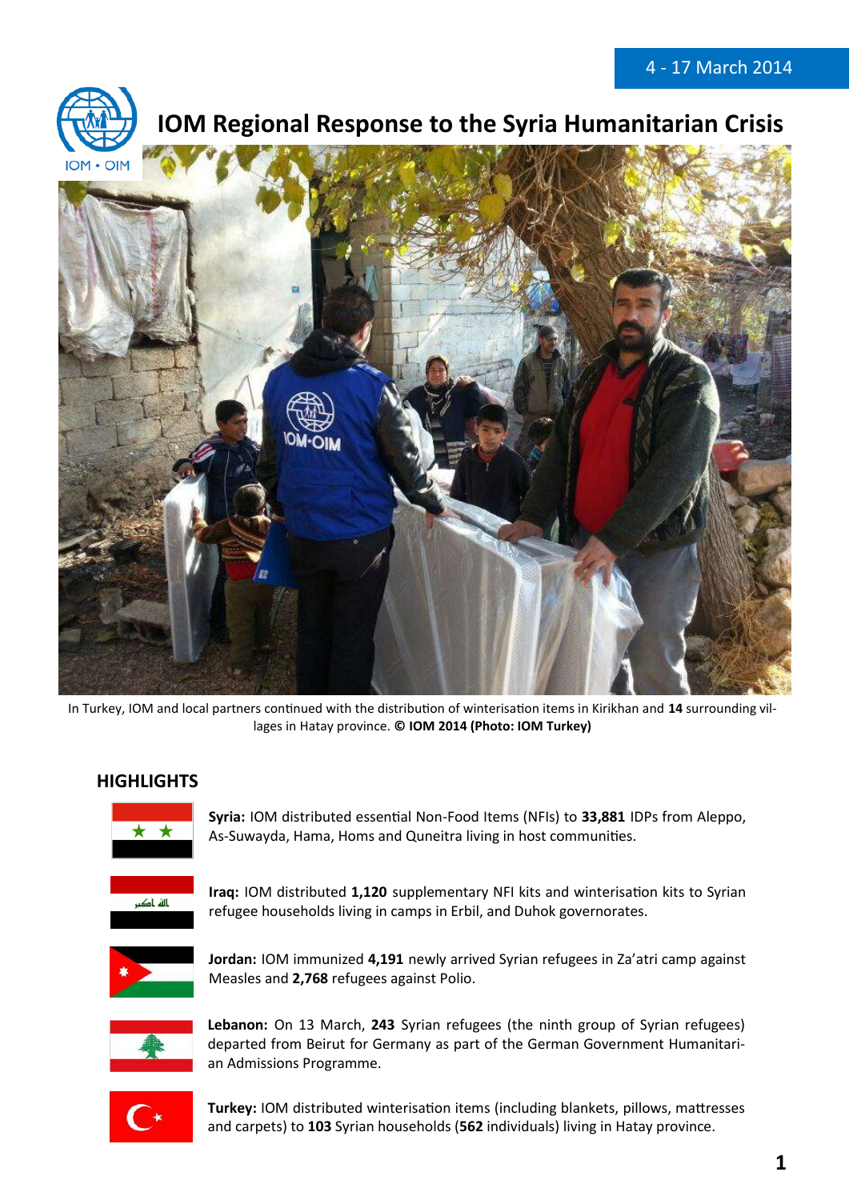4 - 17 March 2014

# IOM Regional Response to the Syria Humanitarian Crisis

In Turkey, IOM and local partners continued with the distribution of winterisation items in Kirikhan and **14** surrounding villages in Hatay province. **© IOM 2014 (Photo: IOM Turkey)**

## HIGHLIGHTS

**Syria:** IOM distributed essential Non-Food Items (NFIs) to **33,881** IDPs from Aleppo, As-Suwayda, Hama, Homs and Quneitra living in host communities.

**Iraq:** IOM distributed **1,120** supplementary NFI kits and winterisation kits to Syrian refugee households living in camps in Erbil, and Duhok governorates.

**Jordan:** IOM immunized **4,191** newly arrived Syrian refugees in Za'atri camp against Measles and **2,768** refugees against Polio.

**Lebanon:** On 13 March, **243** Syrian refugees (the ninth group of Syrian refugees) departed from Beirut for Germany as part of the German Government Humanitarian Admissions Programme.

**Turkey:** IOM distributed winterisation items (including blankets, pillows, mattresses and carpets) to **103** Syrian households (**562** individuals) living in Hatay province.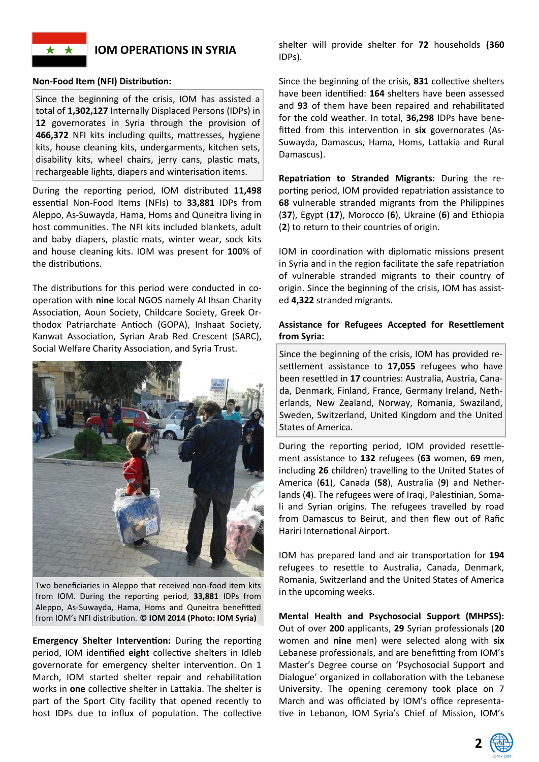## IOM OPERATIONS IN SYRIA

**Non-Food Item (NFI) Distribution:**

Since the beginning of the crisis, IOM has assisted a total of **1,302,127** Internally Displaced Persons (IDPs) in **12** governorates in Syria through the provision of **466,372** NFI kits including quilts, mattresses, hygiene kits, house cleaning kits, undergarments, kitchen sets, disability kits, wheel chairs, jerry cans, plastic mats, rechargeable lights, diapers and winterisation items.

During the reporting period, IOM distributed **11,498** essential Non-Food Items (NFIs) to **33,881** IDPs from Aleppo, As-Suwayda, Hama, Homs and Quneitra living in host communities. The NFI kits included blankets, adult and baby diapers, plastic mats, winter wear, sock kits and house cleaning kits. IOM was present for **100**% of the distributions.

The distributions for this period were conducted in co-operation with **nine** local NGOS namely Al Ihsan Charity Association, Aoun Society, Childcare Society, Greek Orthodox Patriarchate Antioch (GOPA), Inshaat Society, Kanwat Association, Syrian Arab Red Crescent (SARC), Social Welfare Charity Association, and Syria Trust.

Two beneficiaries in Aleppo that received non-food item kits from IOM. During the reporting period, **33,881** IDPs from Aleppo, As-Suwayda, Hama, Homs and Quneitra benefitted from IOM's NFI distribution. **© IOM 2014 (Photo: IOM Syria)**

**Emergency Shelter Intervention:** During the reporting period, IOM identified **eight** collective shelters in Idleb governorate for emergency shelter intervention. On 1 March, IOM started shelter repair and rehabilitation works in **one** collective shelter in Lattakia. The shelter is part of the Sport City facility that opened recently to host IDPs due to influx of population. The collective shelter will provide shelter for **72** households **(360** IDPs).

Since the beginning of the crisis, **831** collective shelters have been identified: **164** shelters have been assessed and **93** of them have been repaired and rehabilitated for the cold weather. In total, **36,298** IDPs have benefitted from this intervention in **six** governorates (As-Suwayda, Damascus, Hama, Homs, Lattakia and Rural Damascus).

**Repatriation to Stranded Migrants:** During the reporting period, IOM provided repatriation assistance to **68** vulnerable stranded migrants from the Philippines (**37**), Egypt (**17**), Morocco (**6**), Ukraine (**6**) and Ethiopia (**2**) to return to their countries of origin.

IOM in coordination with diplomatic missions present in Syria and in the region facilitate the safe repatriation of vulnerable stranded migrants to their country of origin. Since the beginning of the crisis, IOM has assisted **4,322** stranded migrants.

**Assistance for Refugees Accepted for Resettlement from Syria:**

Since the beginning of the crisis, IOM has provided resettlement assistance to **17,055** refugees who have been resettled in **17** countries: Australia, Austria, Canada, Denmark, Finland, France, Germany Ireland, Netherlands, New Zealand, Norway, Romania, Swaziland, Sweden, Switzerland, United Kingdom and the United States of America.

During the reporting period, IOM provided resettlement assistance to **132** refugees (**63** women, **69** men, including **26** children) travelling to the United States of America (**61**), Canada (**58**), Australia (**9**) and Netherlands (**4**). The refugees were of Iraqi, Palestinian, Somali and Syrian origins. The refugees travelled by road from Damascus to Beirut, and then flew out of Rafic Hariri International Airport.

IOM has prepared land and air transportation for **194** refugees to resettle to Australia, Canada, Denmark, Romania, Switzerland and the United States of America in the upcoming weeks.

**Mental Health and Psychosocial Support (MHPSS):** Out of over **200** applicants, **29** Syrian professionals (**20** women and **nine** men) were selected along with **six** Lebanese professionals, and are benefitting from IOM's Master's Degree course on 'Psychosocial Support and Dialogue' organized in collaboration with the Lebanese University. The opening ceremony took place on 7 March and was officiated by IOM's office representative in Lebanon, IOM Syria's Chief of Mission, IOM's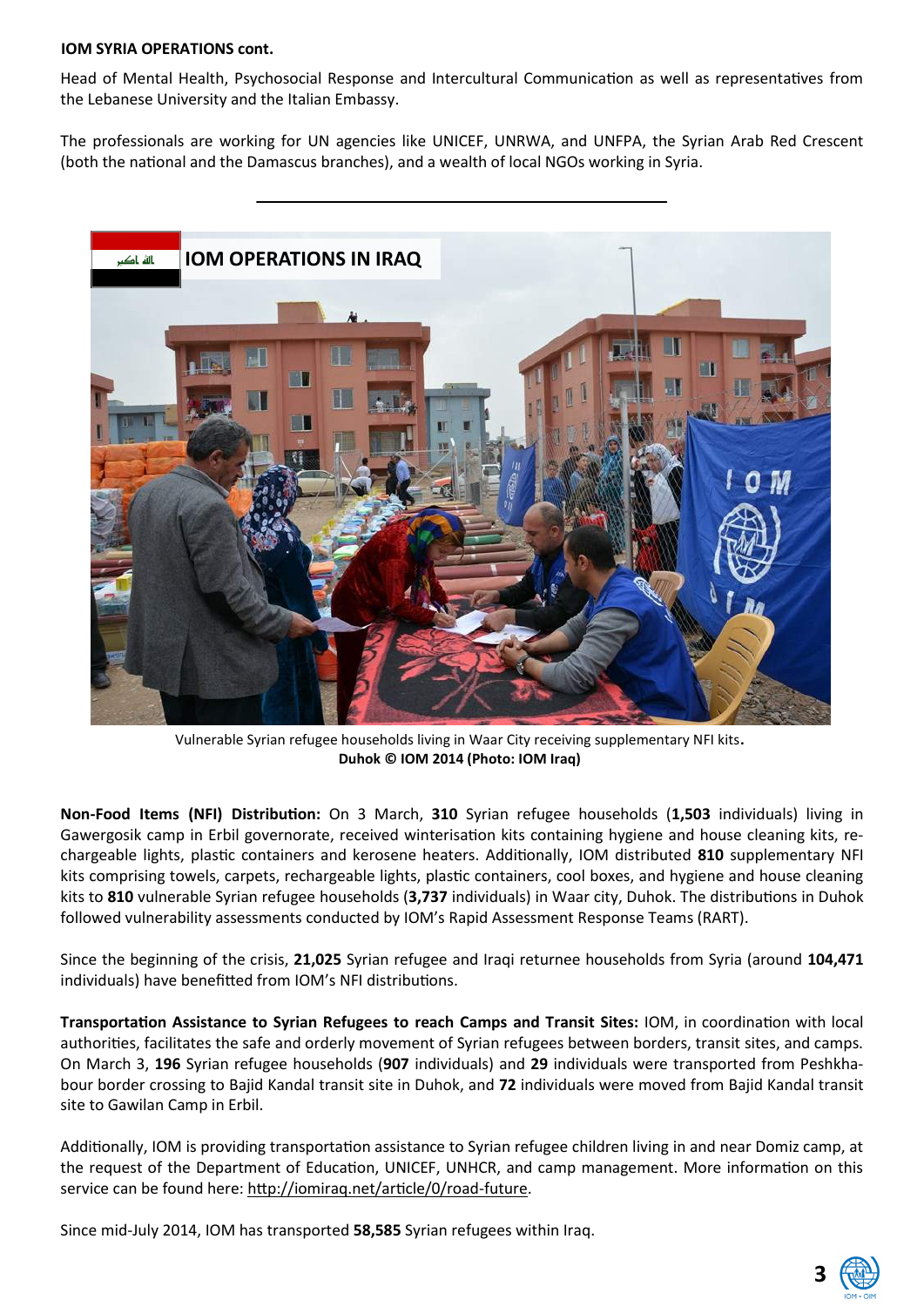**IOM SYRIA OPERATIONS cont.**

Head of Mental Health, Psychosocial Response and Intercultural Communication as well as representatives from the Lebanese University and the Italian Embassy.

The professionals are working for UN agencies like UNICEF, UNRWA, and UNFPA, the Syrian Arab Red Crescent (both the national and the Damascus branches), and a wealth of local NGOs working in Syria.

---

## IOM OPERATIONS IN IRAQ

Vulnerable Syrian refugee households living in Waar City receiving supplementary NFI kits.
**Duhok © IOM 2014 (Photo: IOM Iraq)**

**Non-Food Items (NFI) Distribution:** On 3 March, **310** Syrian refugee households (**1,503** individuals) living in Gawergosik camp in Erbil governorate, received winterisation kits containing hygiene and house cleaning kits, re-chargeable lights, plastic containers and kerosene heaters. Additionally, IOM distributed **810** supplementary NFI kits comprising towels, carpets, rechargeable lights, plastic containers, cool boxes, and hygiene and house cleaning kits to **810** vulnerable Syrian refugee households (**3,737** individuals) in Waar city, Duhok. The distributions in Duhok followed vulnerability assessments conducted by IOM's Rapid Assessment Response Teams (RART).

Since the beginning of the crisis, **21,025** Syrian refugee and Iraqi returnee households from Syria (around **104,471** individuals) have benefitted from IOM's NFI distributions.

**Transportation Assistance to Syrian Refugees to reach Camps and Transit Sites:** IOM, in coordination with local authorities, facilitates the safe and orderly movement of Syrian refugees between borders, transit sites, and camps. On March 3, **196** Syrian refugee households (**907** individuals) and **29** individuals were transported from Peshkhabour border crossing to Bajid Kandal transit site in Duhok, and **72** individuals were moved from Bajid Kandal transit site to Gawilan Camp in Erbil.

Additionally, IOM is providing transportation assistance to Syrian refugee children living in and near Domiz camp, at the request of the Department of Education, UNICEF, UNHCR, and camp management. More information on this service can be found here: http://iomiraq.net/article/0/road-future.

Since mid-July 2014, IOM has transported **58,585** Syrian refugees within Iraq.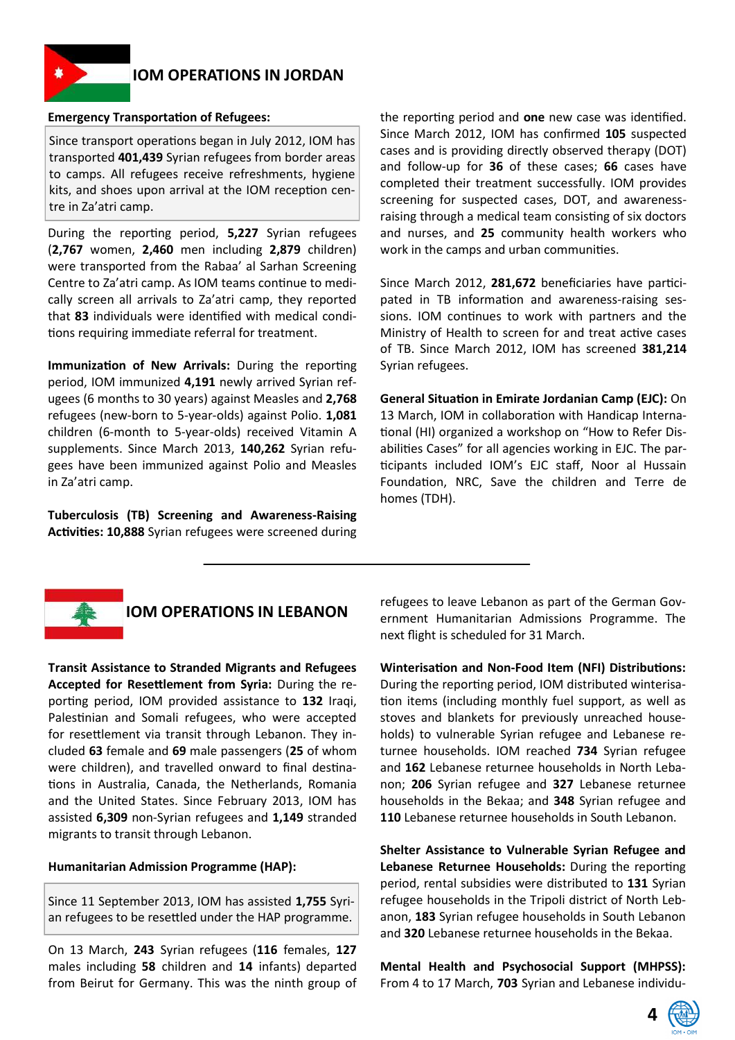## IOM OPERATIONS IN JORDAN

**Emergency Transportation of Refugees:**

Since transport operations began in July 2012, IOM has transported **401,439** Syrian refugees from border areas to camps. All refugees receive refreshments, hygiene kits, and shoes upon arrival at the IOM reception centre in Za'atri camp.

During the reporting period, **5,227** Syrian refugees (**2,767** women, **2,460** men including **2,879** children) were transported from the Rabaa' al Sarhan Screening Centre to Za'atri camp. As IOM teams continue to medically screen all arrivals to Za'atri camp, they reported that **83** individuals were identified with medical conditions requiring immediate referral for treatment.

**Immunization of New Arrivals:** During the reporting period, IOM immunized **4,191** newly arrived Syrian refugees (6 months to 30 years) against Measles and **2,768** refugees (new-born to 5-year-olds) against Polio. **1,081** children (6-month to 5-year-olds) received Vitamin A supplements. Since March 2013, **140,262** Syrian refugees have been immunized against Polio and Measles in Za'atri camp.

**Tuberculosis (TB) Screening and Awareness-Raising Activities: 10,888** Syrian refugees were screened during the reporting period and **one** new case was identified. Since March 2012, IOM has confirmed **105** suspected cases and is providing directly observed therapy (DOT) and follow-up for **36** of these cases; **66** cases have completed their treatment successfully. IOM provides screening for suspected cases, DOT, and awareness-raising through a medical team consisting of six doctors and nurses, and **25** community health workers who work in the camps and urban communities.

Since March 2012, **281,672** beneficiaries have participated in TB information and awareness-raising sessions. IOM continues to work with partners and the Ministry of Health to screen for and treat active cases of TB. Since March 2012, IOM has screened **381,214** Syrian refugees.

**General Situation in Emirate Jordanian Camp (EJC):** On 13 March, IOM in collaboration with Handicap International (HI) organized a workshop on "How to Refer Disabilities Cases" for all agencies working in EJC. The participants included IOM's EJC staff, Noor al Hussain Foundation, NRC, Save the children and Terre de homes (TDH).

## IOM OPERATIONS IN LEBANON

**Transit Assistance to Stranded Migrants and Refugees Accepted for Resettlement from Syria:** During the reporting period, IOM provided assistance to **132** Iraqi, Palestinian and Somali refugees, who were accepted for resettlement via transit through Lebanon. They included **63** female and **69** male passengers (**25** of whom were children), and travelled onward to final destinations in Australia, Canada, the Netherlands, Romania and the United States. Since February 2013, IOM has assisted **6,309** non-Syrian refugees and **1,149** stranded migrants to transit through Lebanon.

**Humanitarian Admission Programme (HAP):**

Since 11 September 2013, IOM has assisted **1,755** Syrian refugees to be resettled under the HAP programme.

On 13 March, **243** Syrian refugees (**116** females, **127** males including **58** children and **14** infants) departed from Beirut for Germany. This was the ninth group of refugees to leave Lebanon as part of the German Government Humanitarian Admissions Programme. The next flight is scheduled for 31 March.

**Winterisation and Non-Food Item (NFI) Distributions:** During the reporting period, IOM distributed winterisation items (including monthly fuel support, as well as stoves and blankets for previously unreached households) to vulnerable Syrian refugee and Lebanese returnee households. IOM reached **734** Syrian refugee and **162** Lebanese returnee households in North Lebanon; **206** Syrian refugee and **327** Lebanese returnee households in the Bekaa; and **348** Syrian refugee and **110** Lebanese returnee households in South Lebanon.

**Shelter Assistance to Vulnerable Syrian Refugee and Lebanese Returnee Households:** During the reporting period, rental subsidies were distributed to **131** Syrian refugee households in the Tripoli district of North Lebanon, **183** Syrian refugee households in South Lebanon and **320** Lebanese returnee households in the Bekaa.

**Mental Health and Psychosocial Support (MHPSS):** From 4 to 17 March, **703** Syrian and Lebanese individu-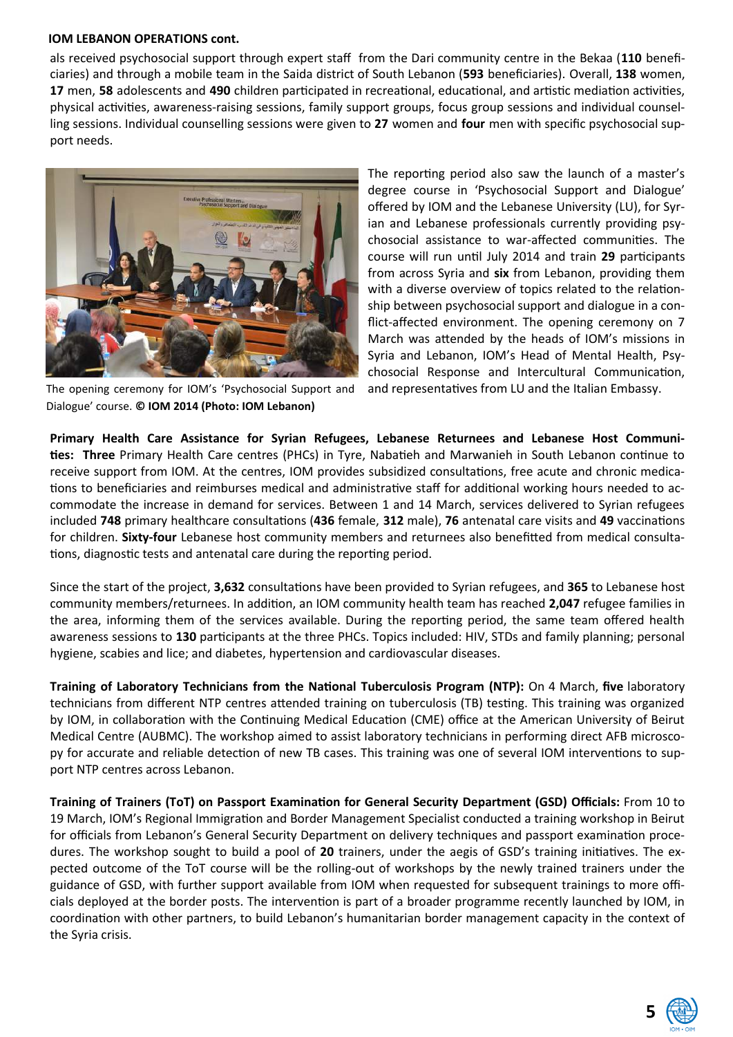**IOM LEBANON OPERATIONS cont.**

als received psychosocial support through expert staff from the Dari community centre in the Bekaa (**110** beneficiaries) and through a mobile team in the Saida district of South Lebanon (**593** beneficiaries). Overall, **138** women, **17** men, **58** adolescents and **490** children participated in recreational, educational, and artistic mediation activities, physical activities, awareness-raising sessions, family support groups, focus group sessions and individual counselling sessions. Individual counselling sessions were given to **27** women and **four** men with specific psychosocial support needs.

The opening ceremony for IOM's 'Psychosocial Support and Dialogue' course. **© IOM 2014 (Photo: IOM Lebanon)**

The reporting period also saw the launch of a master's degree course in 'Psychosocial Support and Dialogue' offered by IOM and the Lebanese University (LU), for Syrian and Lebanese professionals currently providing psychosocial assistance to war-affected communities. The course will run until July 2014 and train **29** participants from across Syria and **six** from Lebanon, providing them with a diverse overview of topics related to the relationship between psychosocial support and dialogue in a conflict-affected environment. The opening ceremony on 7 March was attended by the heads of IOM's missions in Syria and Lebanon, IOM's Head of Mental Health, Psychosocial Response and Intercultural Communication, and representatives from LU and the Italian Embassy.

**Primary Health Care Assistance for Syrian Refugees, Lebanese Returnees and Lebanese Host Communities: Three** Primary Health Care centres (PHCs) in Tyre, Nabatieh and Marwanieh in South Lebanon continue to receive support from IOM. At the centres, IOM provides subsidized consultations, free acute and chronic medications to beneficiaries and reimburses medical and administrative staff for additional working hours needed to accommodate the increase in demand for services. Between 1 and 14 March, services delivered to Syrian refugees included **748** primary healthcare consultations (**436** female, **312** male), **76** antenatal care visits and **49** vaccinations for children. **Sixty-four** Lebanese host community members and returnees also benefitted from medical consultations, diagnostic tests and antenatal care during the reporting period.

Since the start of the project, **3,632** consultations have been provided to Syrian refugees, and **365** to Lebanese host community members/returnees. In addition, an IOM community health team has reached **2,047** refugee families in the area, informing them of the services available. During the reporting period, the same team offered health awareness sessions to **130** participants at the three PHCs. Topics included: HIV, STDs and family planning; personal hygiene, scabies and lice; and diabetes, hypertension and cardiovascular diseases.

**Training of Laboratory Technicians from the National Tuberculosis Program (NTP):** On 4 March, **five** laboratory technicians from different NTP centres attended training on tuberculosis (TB) testing. This training was organized by IOM, in collaboration with the Continuing Medical Education (CME) office at the American University of Beirut Medical Centre (AUBMC). The workshop aimed to assist laboratory technicians in performing direct AFB microscopy for accurate and reliable detection of new TB cases. This training was one of several IOM interventions to support NTP centres across Lebanon.

**Training of Trainers (ToT) on Passport Examination for General Security Department (GSD) Officials:** From 10 to 19 March, IOM's Regional Immigration and Border Management Specialist conducted a training workshop in Beirut for officials from Lebanon's General Security Department on delivery techniques and passport examination procedures. The workshop sought to build a pool of **20** trainers, under the aegis of GSD's training initiatives. The expected outcome of the ToT course will be the rolling-out of workshops by the newly trained trainers under the guidance of GSD, with further support available from IOM when requested for subsequent trainings to more officials deployed at the border posts. The intervention is part of a broader programme recently launched by IOM, in coordination with other partners, to build Lebanon's humanitarian border management capacity in the context of the Syria crisis.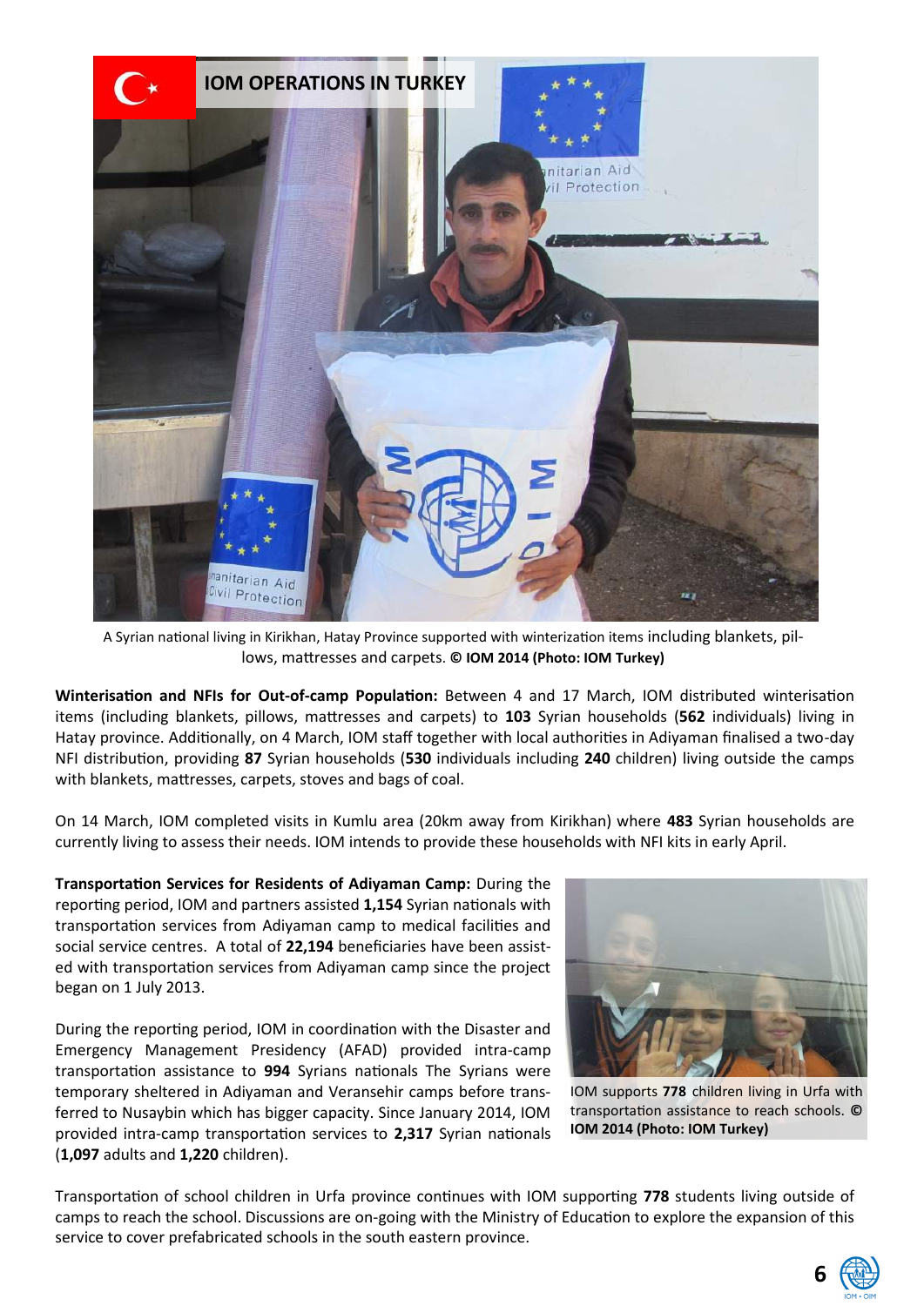## IOM OPERATIONS IN TURKEY

A Syrian national living in Kirikhan, Hatay Province supported with winterization items including blankets, pillows, mattresses and carpets. **© IOM 2014 (Photo: IOM Turkey)**

**Winterisation and NFIs for Out-of-camp Population:** Between 4 and 17 March, IOM distributed winterisation items (including blankets, pillows, mattresses and carpets) to **103** Syrian households (**562** individuals) living in Hatay province. Additionally, on 4 March, IOM staff together with local authorities in Adiyaman finalised a two-day NFI distribution, providing **87** Syrian households (**530** individuals including **240** children) living outside the camps with blankets, mattresses, carpets, stoves and bags of coal.

On 14 March, IOM completed visits in Kumlu area (20km away from Kirikhan) where **483** Syrian households are currently living to assess their needs. IOM intends to provide these households with NFI kits in early April.

**Transportation Services for Residents of Adiyaman Camp:** During the reporting period, IOM and partners assisted **1,154** Syrian nationals with transportation services from Adiyaman camp to medical facilities and social service centres. A total of **22,194** beneficiaries have been assisted with transportation services from Adiyaman camp since the project began on 1 July 2013.

During the reporting period, IOM in coordination with the Disaster and Emergency Management Presidency (AFAD) provided intra-camp transportation assistance to **994** Syrians nationals The Syrians were temporary sheltered in Adiyaman and Veransehir camps before transferred to Nusaybin which has bigger capacity. Since January 2014, IOM provided intra-camp transportation services to **2,317** Syrian nationals (**1,097** adults and **1,220** children).

IOM supports **778** children living in Urfa with transportation assistance to reach schools. **© IOM 2014 (Photo: IOM Turkey)**

Transportation of school children in Urfa province continues with IOM supporting **778** students living outside of camps to reach the school. Discussions are on-going with the Ministry of Education to explore the expansion of this service to cover prefabricated schools in the south eastern province.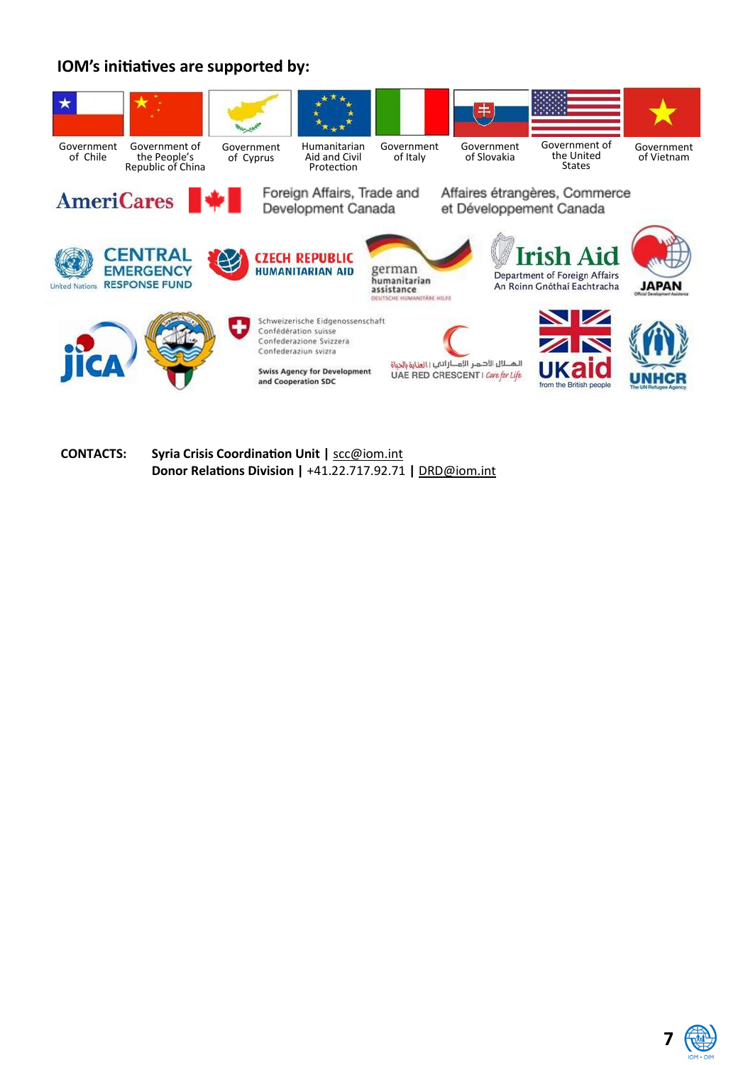**IOM's initiatives are supported by:**

Government of Chile

Government of the People's Republic of China

Government of Cyprus

Humanitarian Aid and Civil Protection

Government of Italy

Government of Slovakia

Government of the United States

Government of Vietnam

AmeriCares

Foreign Affairs, Trade and Development Canada

Affaires étrangères, Commerce et Développement Canada

United Nations CENTRAL EMERGENCY RESPONSE FUND

CZECH REPUBLIC HUMANITARIAN AID

german humanitarian assistance

DEUTSCHE HUMANITÄRE HILFE

Irish Aid

Department of Foreign Affairs

An Roinn Gnóthaí Eachtracha

JAPAN

Official Development Assistance

JICA

Schweizerische Eidgenossenschaft

Confédération suisse

Confederazione Svizzera

Confederaziun svizra

Swiss Agency for Development and Cooperation SDC

الهلال الأحمر الإماراتي | العناية بالحياة

UAE RED CRESCENT | Care for Life

UKaid

from the British people

UNHCR

The UN Refugee Agency

**CONTACTS:** **Syria Crisis Coordination Unit |** scc@iom.int

**Donor Relations Division |** +41.22.717.92.71 **|** DRD@iom.int